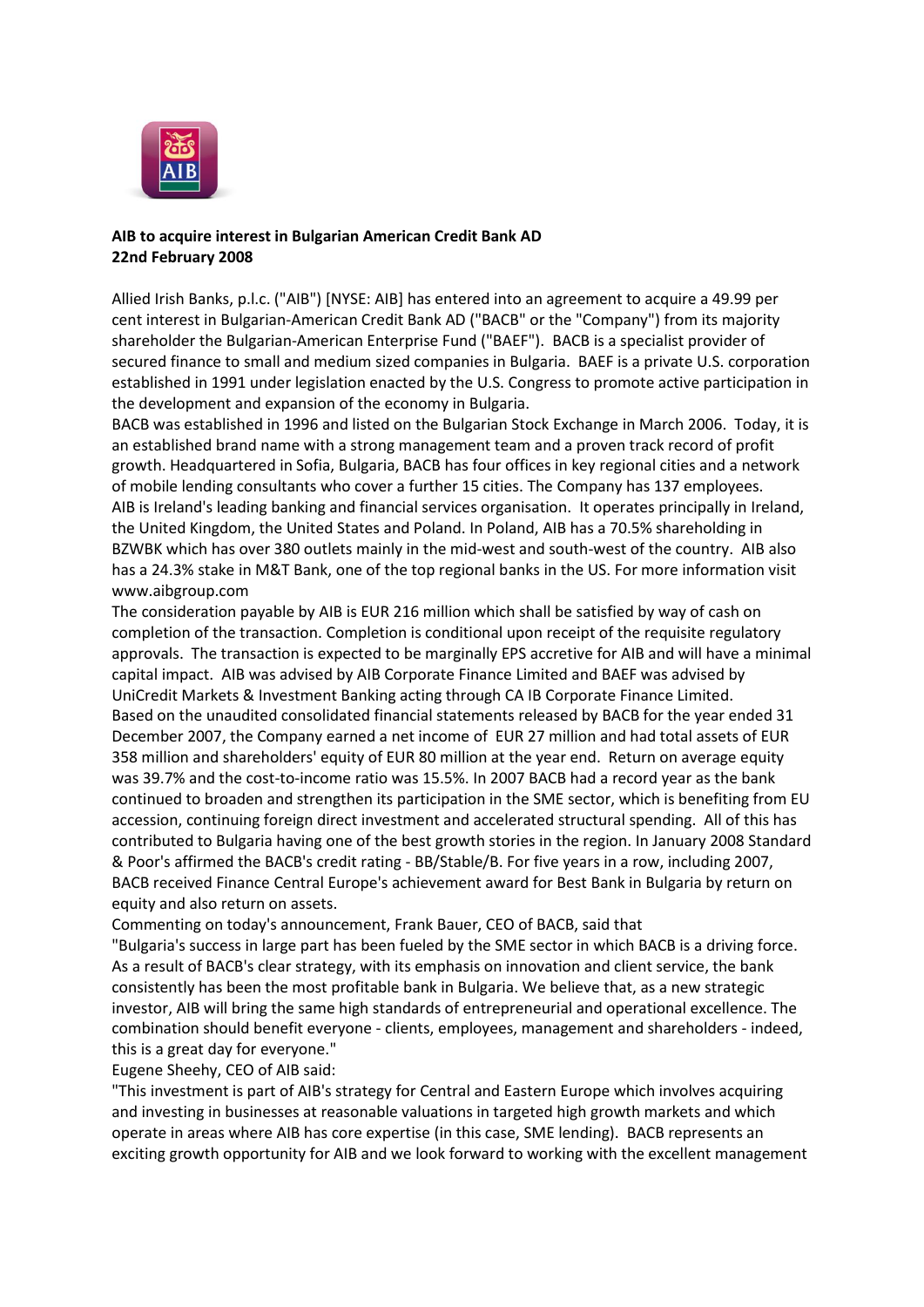**AIB to acquire interest in Bulgarian American Credit Bank AD**
**22nd February 2008**

Allied Irish Banks, p.l.c. ("AIB") [NYSE: AIB] has entered into an agreement to acquire a 49.99 per cent interest in Bulgarian-American Credit Bank AD ("BACB" or the "Company") from its majority shareholder the Bulgarian-American Enterprise Fund ("BAEF"). BACB is a specialist provider of secured finance to small and medium sized companies in Bulgaria. BAEF is a private U.S. corporation established in 1991 under legislation enacted by the U.S. Congress to promote active participation in the development and expansion of the economy in Bulgaria.

BACB was established in 1996 and listed on the Bulgarian Stock Exchange in March 2006. Today, it is an established brand name with a strong management team and a proven track record of profit growth. Headquartered in Sofia, Bulgaria, BACB has four offices in key regional cities and a network of mobile lending consultants who cover a further 15 cities. The Company has 137 employees.

AIB is Ireland's leading banking and financial services organisation. It operates principally in Ireland, the United Kingdom, the United States and Poland. In Poland, AIB has a 70.5% shareholding in BZWBK which has over 380 outlets mainly in the mid-west and south-west of the country. AIB also has a 24.3% stake in M&T Bank, one of the top regional banks in the US. For more information visit www.aibgroup.com

The consideration payable by AIB is EUR 216 million which shall be satisfied by way of cash on completion of the transaction. Completion is conditional upon receipt of the requisite regulatory approvals. The transaction is expected to be marginally EPS accretive for AIB and will have a minimal capital impact. AIB was advised by AIB Corporate Finance Limited and BAEF was advised by UniCredit Markets & Investment Banking acting through CA IB Corporate Finance Limited.

Based on the unaudited consolidated financial statements released by BACB for the year ended 31 December 2007, the Company earned a net income of EUR 27 million and had total assets of EUR 358 million and shareholders' equity of EUR 80 million at the year end. Return on average equity was 39.7% and the cost-to-income ratio was 15.5%. In 2007 BACB had a record year as the bank continued to broaden and strengthen its participation in the SME sector, which is benefiting from EU accession, continuing foreign direct investment and accelerated structural spending. All of this has contributed to Bulgaria having one of the best growth stories in the region. In January 2008 Standard & Poor's affirmed the BACB's credit rating - BB/Stable/B. For five years in a row, including 2007, BACB received Finance Central Europe's achievement award for Best Bank in Bulgaria by return on equity and also return on assets.

Commenting on today's announcement, Frank Bauer, CEO of BACB, said that

"Bulgaria's success in large part has been fueled by the SME sector in which BACB is a driving force. As a result of BACB's clear strategy, with its emphasis on innovation and client service, the bank consistently has been the most profitable bank in Bulgaria. We believe that, as a new strategic investor, AIB will bring the same high standards of entrepreneurial and operational excellence. The combination should benefit everyone - clients, employees, management and shareholders - indeed, this is a great day for everyone."

Eugene Sheehy, CEO of AIB said:

"This investment is part of AIB's strategy for Central and Eastern Europe which involves acquiring and investing in businesses at reasonable valuations in targeted high growth markets and which operate in areas where AIB has core expertise (in this case, SME lending). BACB represents an exciting growth opportunity for AIB and we look forward to working with the excellent management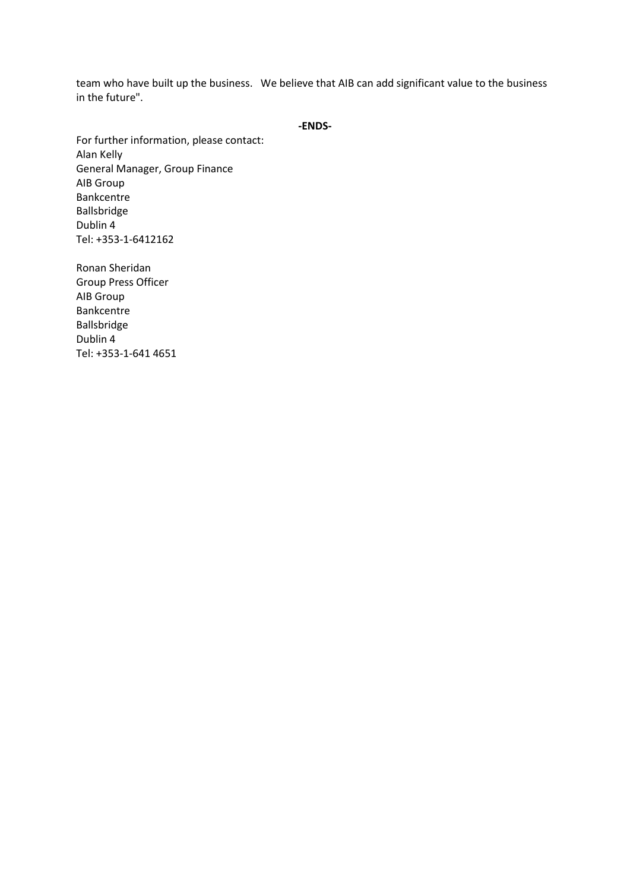team who have built up the business.   We believe that AIB can add significant value to the business in the future".

**-ENDS-**

For further information, please contact:  
Alan Kelly  
General Manager, Group Finance  
AIB Group  
Bankcentre  
Ballsbridge  
Dublin 4  
Tel: +353-1-6412162

Ronan Sheridan  
Group Press Officer  
AIB Group  
Bankcentre  
Ballsbridge  
Dublin 4  
Tel: +353-1-641 4651